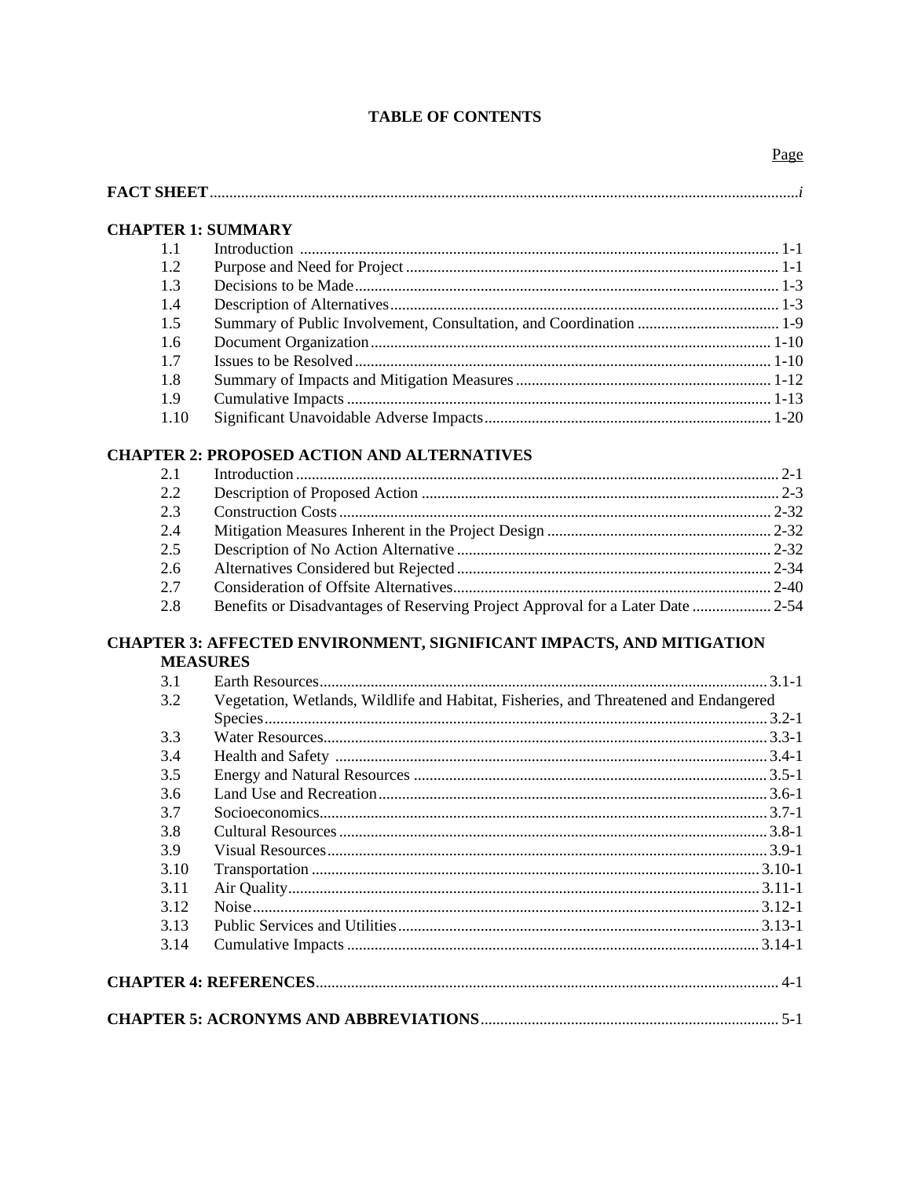# TABLE OF CONTENTS

| | | Page |
|---|---|---|
| **FACT SHEET** | | *i* |
| **CHAPTER 1: SUMMARY** | | |
| 1.1 | Introduction | 1-1 |
| 1.2 | Purpose and Need for Project | 1-1 |
| 1.3 | Decisions to be Made | 1-3 |
| 1.4 | Description of Alternatives | 1-3 |
| 1.5 | Summary of Public Involvement, Consultation, and Coordination | 1-9 |
| 1.6 | Document Organization | 1-10 |
| 1.7 | Issues to be Resolved | 1-10 |
| 1.8 | Summary of Impacts and Mitigation Measures | 1-12 |
| 1.9 | Cumulative Impacts | 1-13 |
| 1.10 | Significant Unavoidable Adverse Impacts | 1-20 |
| **CHAPTER 2: PROPOSED ACTION AND ALTERNATIVES** | | |
| 2.1 | Introduction | 2-1 |
| 2.2 | Description of Proposed Action | 2-3 |
| 2.3 | Construction Costs | 2-32 |
| 2.4 | Mitigation Measures Inherent in the Project Design | 2-32 |
| 2.5 | Description of No Action Alternative | 2-32 |
| 2.6 | Alternatives Considered but Rejected | 2-34 |
| 2.7 | Consideration of Offsite Alternatives | 2-40 |
| 2.8 | Benefits or Disadvantages of Reserving Project Approval for a Later Date | 2-54 |
| **CHAPTER 3: AFFECTED ENVIRONMENT, SIGNIFICANT IMPACTS, AND MITIGATION MEASURES** | | |
| 3.1 | Earth Resources | 3.1-1 |
| 3.2 | Vegetation, Wetlands, Wildlife and Habitat, Fisheries, and Threatened and Endangered Species | 3.2-1 |
| 3.3 | Water Resources | 3.3-1 |
| 3.4 | Health and Safety | 3.4-1 |
| 3.5 | Energy and Natural Resources | 3.5-1 |
| 3.6 | Land Use and Recreation | 3.6-1 |
| 3.7 | Socioeconomics | 3.7-1 |
| 3.8 | Cultural Resources | 3.8-1 |
| 3.9 | Visual Resources | 3.9-1 |
| 3.10 | Transportation | 3.10-1 |
| 3.11 | Air Quality | 3.11-1 |
| 3.12 | Noise | 3.12-1 |
| 3.13 | Public Services and Utilities | 3.13-1 |
| 3.14 | Cumulative Impacts | 3.14-1 |
| **CHAPTER 4: REFERENCES** | | 4-1 |
| **CHAPTER 5: ACRONYMS AND ABBREVIATIONS** | | 5-1 |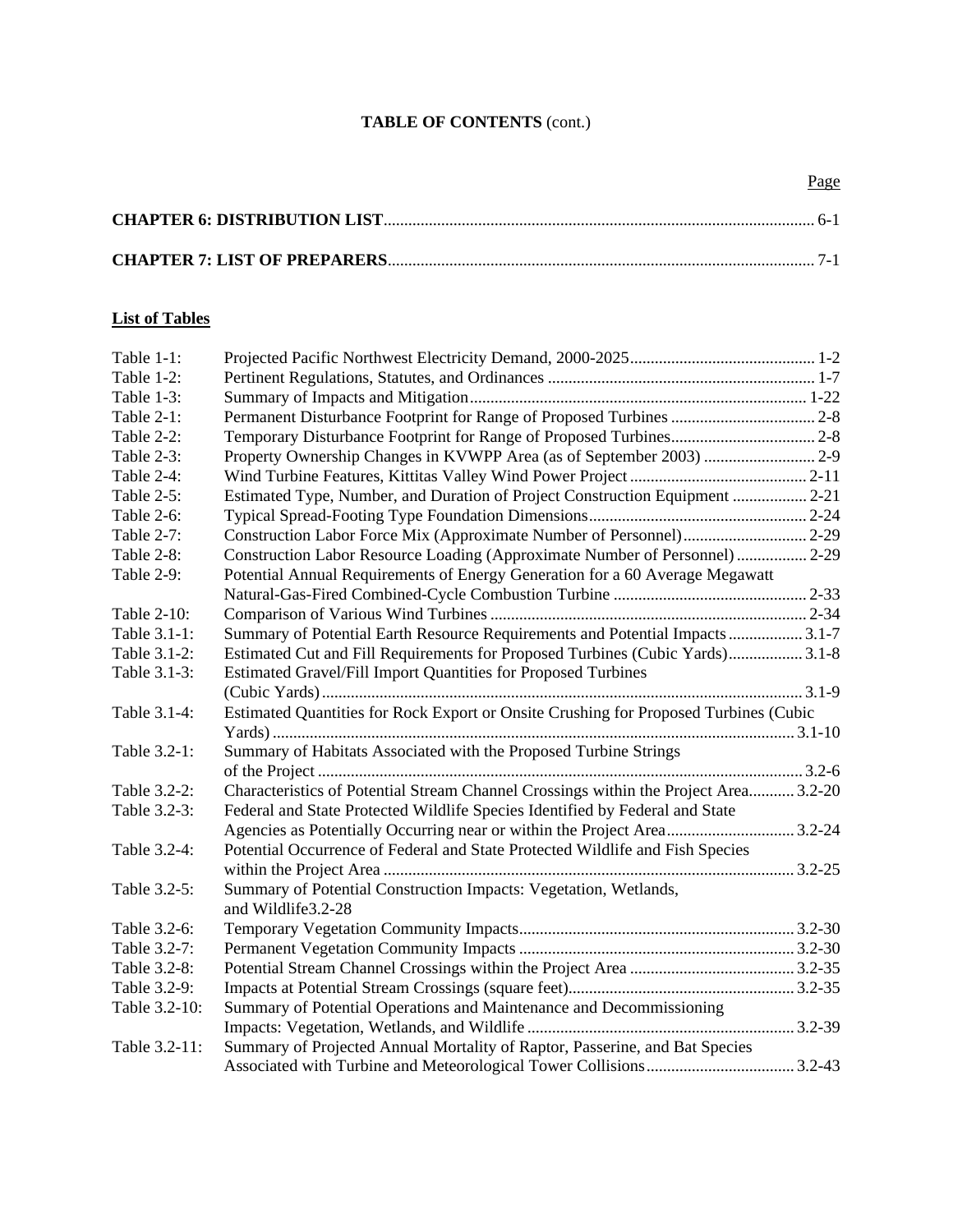**TABLE OF CONTENTS** (cont.)

| | Page |
|---|---|
| **CHAPTER 6: DISTRIBUTION LIST** | 6-1 |
| **CHAPTER 7: LIST OF PREPARERS** | 7-1 |

**List of Tables**

| | | |
|---|---|---|
| Table 1-1: | Projected Pacific Northwest Electricity Demand, 2000-2025 | 1-2 |
| Table 1-2: | Pertinent Regulations, Statutes, and Ordinances | 1-7 |
| Table 1-3: | Summary of Impacts and Mitigation | 1-22 |
| Table 2-1: | Permanent Disturbance Footprint for Range of Proposed Turbines | 2-8 |
| Table 2-2: | Temporary Disturbance Footprint for Range of Proposed Turbines | 2-8 |
| Table 2-3: | Property Ownership Changes in KVWPP Area (as of September 2003) | 2-9 |
| Table 2-4: | Wind Turbine Features, Kittitas Valley Wind Power Project | 2-11 |
| Table 2-5: | Estimated Type, Number, and Duration of Project Construction Equipment | 2-21 |
| Table 2-6: | Typical Spread-Footing Type Foundation Dimensions | 2-24 |
| Table 2-7: | Construction Labor Force Mix (Approximate Number of Personnel) | 2-29 |
| Table 2-8: | Construction Labor Resource Loading (Approximate Number of Personnel) | 2-29 |
| Table 2-9: | Potential Annual Requirements of Energy Generation for a 60 Average Megawatt Natural-Gas-Fired Combined-Cycle Combustion Turbine | 2-33 |
| Table 2-10: | Comparison of Various Wind Turbines | 2-34 |
| Table 3.1-1: | Summary of Potential Earth Resource Requirements and Potential Impacts | 3.1-7 |
| Table 3.1-2: | Estimated Cut and Fill Requirements for Proposed Turbines (Cubic Yards) | 3.1-8 |
| Table 3.1-3: | Estimated Gravel/Fill Import Quantities for Proposed Turbines (Cubic Yards) | 3.1-9 |
| Table 3.1-4: | Estimated Quantities for Rock Export or Onsite Crushing for Proposed Turbines (Cubic Yards) | 3.1-10 |
| Table 3.2-1: | Summary of Habitats Associated with the Proposed Turbine Strings of the Project | 3.2-6 |
| Table 3.2-2: | Characteristics of Potential Stream Channel Crossings within the Project Area | 3.2-20 |
| Table 3.2-3: | Federal and State Protected Wildlife Species Identified by Federal and State Agencies as Potentially Occurring near or within the Project Area | 3.2-24 |
| Table 3.2-4: | Potential Occurrence of Federal and State Protected Wildlife and Fish Species within the Project Area | 3.2-25 |
| Table 3.2-5: | Summary of Potential Construction Impacts: Vegetation, Wetlands, and Wildlife3.2-28 | |
| Table 3.2-6: | Temporary Vegetation Community Impacts | 3.2-30 |
| Table 3.2-7: | Permanent Vegetation Community Impacts | 3.2-30 |
| Table 3.2-8: | Potential Stream Channel Crossings within the Project Area | 3.2-35 |
| Table 3.2-9: | Impacts at Potential Stream Crossings (square feet) | 3.2-35 |
| Table 3.2-10: | Summary of Potential Operations and Maintenance and Decommissioning Impacts: Vegetation, Wetlands, and Wildlife | 3.2-39 |
| Table 3.2-11: | Summary of Projected Annual Mortality of Raptor, Passerine, and Bat Species Associated with Turbine and Meteorological Tower Collisions | 3.2-43 |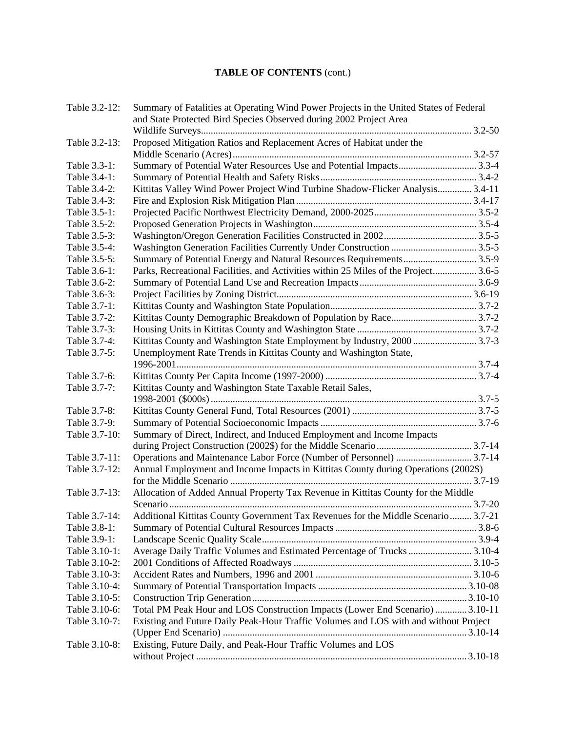**TABLE OF CONTENTS** (cont.)

| | | |
|---|---|---|
| Table 3.2-12: | Summary of Fatalities at Operating Wind Power Projects in the United States of Federal and State Protected Bird Species Observed during 2002 Project Area Wildlife Surveys | 3.2-50 |
| Table 3.2-13: | Proposed Mitigation Ratios and Replacement Acres of Habitat under the Middle Scenario (Acres) | 3.2-57 |
| Table 3.3-1: | Summary of Potential Water Resources Use and Potential Impacts | 3.3-4 |
| Table 3.4-1: | Summary of Potential Health and Safety Risks | 3.4-2 |
| Table 3.4-2: | Kittitas Valley Wind Power Project Wind Turbine Shadow-Flicker Analysis | 3.4-11 |
| Table 3.4-3: | Fire and Explosion Risk Mitigation Plan | 3.4-17 |
| Table 3.5-1: | Projected Pacific Northwest Electricity Demand, 2000-2025 | 3.5-2 |
| Table 3.5-2: | Proposed Generation Projects in Washington | 3.5-4 |
| Table 3.5-3: | Washington/Oregon Generation Facilities Constructed in 2002 | 3.5-5 |
| Table 3.5-4: | Washington Generation Facilities Currently Under Construction | 3.5-5 |
| Table 3.5-5: | Summary of Potential Energy and Natural Resources Requirements | 3.5-9 |
| Table 3.6-1: | Parks, Recreational Facilities, and Activities within 25 Miles of the Project | 3.6-5 |
| Table 3.6-2: | Summary of Potential Land Use and Recreation Impacts | 3.6-9 |
| Table 3.6-3: | Project Facilities by Zoning District | 3.6-19 |
| Table 3.7-1: | Kittitas County and Washington State Population | 3.7-2 |
| Table 3.7-2: | Kittitas County Demographic Breakdown of Population by Race | 3.7-2 |
| Table 3.7-3: | Housing Units in Kittitas County and Washington State | 3.7-2 |
| Table 3.7-4: | Kittitas County and Washington State Employment by Industry, 2000 | 3.7-3 |
| Table 3.7-5: | Unemployment Rate Trends in Kittitas County and Washington State, 1996-2001 | 3.7-4 |
| Table 3.7-6: | Kittitas County Per Capita Income (1997-2000) | 3.7-4 |
| Table 3.7-7: | Kittitas County and Washington State Taxable Retail Sales, 1998-2001 ($000s) | 3.7-5 |
| Table 3.7-8: | Kittitas County General Fund, Total Resources (2001) | 3.7-5 |
| Table 3.7-9: | Summary of Potential Socioeconomic Impacts | 3.7-6 |
| Table 3.7-10: | Summary of Direct, Indirect, and Induced Employment and Income Impacts during Project Construction (2002$) for the Middle Scenario | 3.7-14 |
| Table 3.7-11: | Operations and Maintenance Labor Force (Number of Personnel) | 3.7-14 |
| Table 3.7-12: | Annual Employment and Income Impacts in Kittitas County during Operations (2002$) for the Middle Scenario | 3.7-19 |
| Table 3.7-13: | Allocation of Added Annual Property Tax Revenue in Kittitas County for the Middle Scenario | 3.7-20 |
| Table 3.7-14: | Additional Kittitas County Government Tax Revenues for the Middle Scenario | 3.7-21 |
| Table 3.8-1: | Summary of Potential Cultural Resources Impacts | 3.8-6 |
| Table 3.9-1: | Landscape Scenic Quality Scale | 3.9-4 |
| Table 3.10-1: | Average Daily Traffic Volumes and Estimated Percentage of Trucks | 3.10-4 |
| Table 3.10-2: | 2001 Conditions of Affected Roadways | 3.10-5 |
| Table 3.10-3: | Accident Rates and Numbers, 1996 and 2001 | 3.10-6 |
| Table 3.10-4: | Summary of Potential Transportation Impacts | 3.10-08 |
| Table 3.10-5: | Construction Trip Generation | 3.10-10 |
| Table 3.10-6: | Total PM Peak Hour and LOS Construction Impacts (Lower End Scenario) | 3.10-11 |
| Table 3.10-7: | Existing and Future Daily Peak-Hour Traffic Volumes and LOS with and without Project (Upper End Scenario) | 3.10-14 |
| Table 3.10-8: | Existing, Future Daily, and Peak-Hour Traffic Volumes and LOS without Project | 3.10-18 |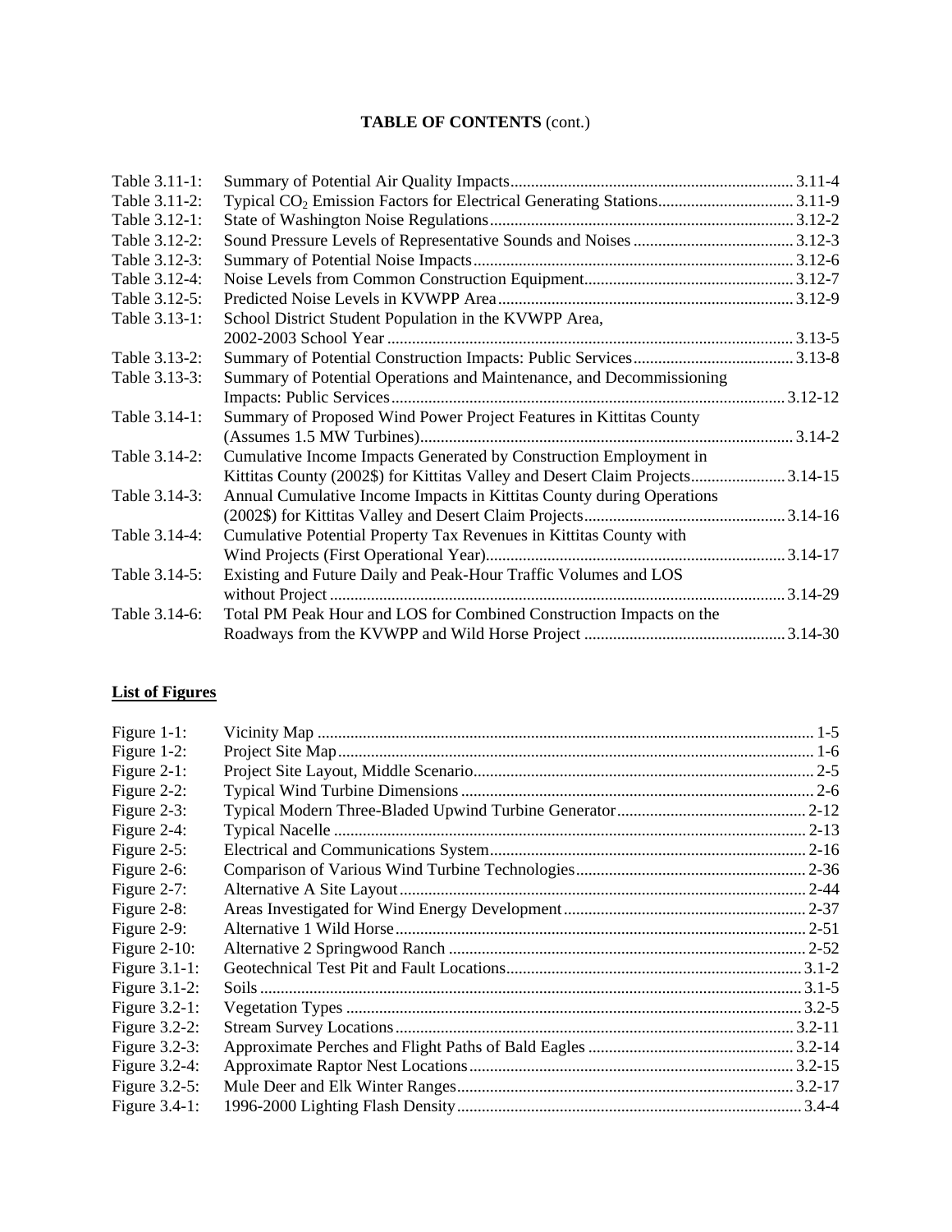**TABLE OF CONTENTS** (cont.)

| | | |
|---|---|---|
| Table 3.11-1: | Summary of Potential Air Quality Impacts | 3.11-4 |
| Table 3.11-2: | Typical $CO_2$ Emission Factors for Electrical Generating Stations | 3.11-9 |
| Table 3.12-1: | State of Washington Noise Regulations | 3.12-2 |
| Table 3.12-2: | Sound Pressure Levels of Representative Sounds and Noises | 3.12-3 |
| Table 3.12-3: | Summary of Potential Noise Impacts | 3.12-6 |
| Table 3.12-4: | Noise Levels from Common Construction Equipment | 3.12-7 |
| Table 3.12-5: | Predicted Noise Levels in KVWPP Area | 3.12-9 |
| Table 3.13-1: | School District Student Population in the KVWPP Area, 2002-2003 School Year | 3.13-5 |
| Table 3.13-2: | Summary of Potential Construction Impacts: Public Services | 3.13-8 |
| Table 3.13-3: | Summary of Potential Operations and Maintenance, and Decommissioning Impacts: Public Services | 3.12-12 |
| Table 3.14-1: | Summary of Proposed Wind Power Project Features in Kittitas County (Assumes 1.5 MW Turbines) | 3.14-2 |
| Table 3.14-2: | Cumulative Income Impacts Generated by Construction Employment in Kittitas County (2002$) for Kittitas Valley and Desert Claim Projects | 3.14-15 |
| Table 3.14-3: | Annual Cumulative Income Impacts in Kittitas County during Operations (2002$) for Kittitas Valley and Desert Claim Projects | 3.14-16 |
| Table 3.14-4: | Cumulative Potential Property Tax Revenues in Kittitas County with Wind Projects (First Operational Year) | 3.14-17 |
| Table 3.14-5: | Existing and Future Daily and Peak-Hour Traffic Volumes and LOS without Project | 3.14-29 |
| Table 3.14-6: | Total PM Peak Hour and LOS for Combined Construction Impacts on the Roadways from the KVWPP and Wild Horse Project | 3.14-30 |

## List of Figures

| | | |
|---|---|---|
| Figure 1-1: | Vicinity Map | 1-5 |
| Figure 1-2: | Project Site Map | 1-6 |
| Figure 2-1: | Project Site Layout, Middle Scenario | 2-5 |
| Figure 2-2: | Typical Wind Turbine Dimensions | 2-6 |
| Figure 2-3: | Typical Modern Three-Bladed Upwind Turbine Generator | 2-12 |
| Figure 2-4: | Typical Nacelle | 2-13 |
| Figure 2-5: | Electrical and Communications System | 2-16 |
| Figure 2-6: | Comparison of Various Wind Turbine Technologies | 2-36 |
| Figure 2-7: | Alternative A Site Layout | 2-44 |
| Figure 2-8: | Areas Investigated for Wind Energy Development | 2-37 |
| Figure 2-9: | Alternative 1 Wild Horse | 2-51 |
| Figure 2-10: | Alternative 2 Springwood Ranch | 2-52 |
| Figure 3.1-1: | Geotechnical Test Pit and Fault Locations | 3.1-2 |
| Figure 3.1-2: | Soils | 3.1-5 |
| Figure 3.2-1: | Vegetation Types | 3.2-5 |
| Figure 3.2-2: | Stream Survey Locations | 3.2-11 |
| Figure 3.2-3: | Approximate Perches and Flight Paths of Bald Eagles | 3.2-14 |
| Figure 3.2-4: | Approximate Raptor Nest Locations | 3.2-15 |
| Figure 3.2-5: | Mule Deer and Elk Winter Ranges | 3.2-17 |
| Figure 3.4-1: | 1996-2000 Lighting Flash Density | 3.4-4 |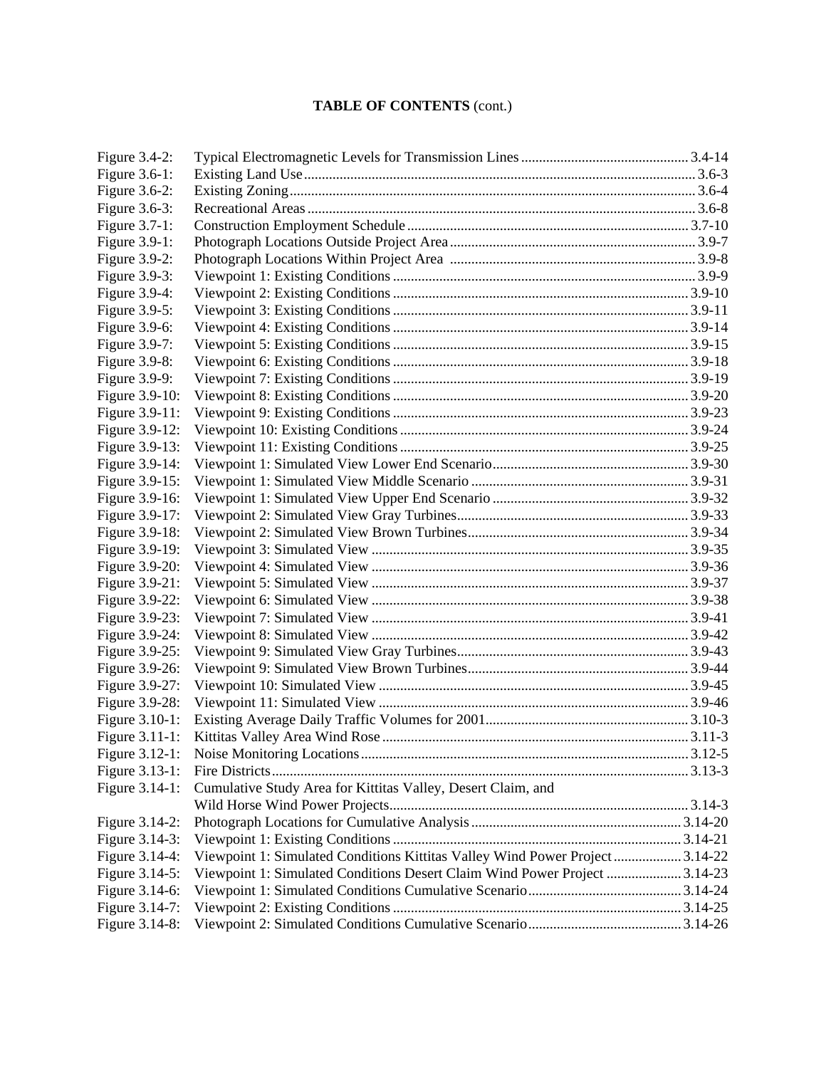**TABLE OF CONTENTS** (cont.)

| | | |
|---|---|---|
| Figure 3.4-2: | Typical Electromagnetic Levels for Transmission Lines | 3.4-14 |
| Figure 3.6-1: | Existing Land Use | 3.6-3 |
| Figure 3.6-2: | Existing Zoning | 3.6-4 |
| Figure 3.6-3: | Recreational Areas | 3.6-8 |
| Figure 3.7-1: | Construction Employment Schedule | 3.7-10 |
| Figure 3.9-1: | Photograph Locations Outside Project Area | 3.9-7 |
| Figure 3.9-2: | Photograph Locations Within Project Area | 3.9-8 |
| Figure 3.9-3: | Viewpoint 1: Existing Conditions | 3.9-9 |
| Figure 3.9-4: | Viewpoint 2: Existing Conditions | 3.9-10 |
| Figure 3.9-5: | Viewpoint 3: Existing Conditions | 3.9-11 |
| Figure 3.9-6: | Viewpoint 4: Existing Conditions | 3.9-14 |
| Figure 3.9-7: | Viewpoint 5: Existing Conditions | 3.9-15 |
| Figure 3.9-8: | Viewpoint 6: Existing Conditions | 3.9-18 |
| Figure 3.9-9: | Viewpoint 7: Existing Conditions | 3.9-19 |
| Figure 3.9-10: | Viewpoint 8: Existing Conditions | 3.9-20 |
| Figure 3.9-11: | Viewpoint 9: Existing Conditions | 3.9-23 |
| Figure 3.9-12: | Viewpoint 10: Existing Conditions | 3.9-24 |
| Figure 3.9-13: | Viewpoint 11: Existing Conditions | 3.9-25 |
| Figure 3.9-14: | Viewpoint 1: Simulated View Lower End Scenario | 3.9-30 |
| Figure 3.9-15: | Viewpoint 1: Simulated View Middle Scenario | 3.9-31 |
| Figure 3.9-16: | Viewpoint 1: Simulated View Upper End Scenario | 3.9-32 |
| Figure 3.9-17: | Viewpoint 2: Simulated View Gray Turbines | 3.9-33 |
| Figure 3.9-18: | Viewpoint 2: Simulated View Brown Turbines | 3.9-34 |
| Figure 3.9-19: | Viewpoint 3: Simulated View | 3.9-35 |
| Figure 3.9-20: | Viewpoint 4: Simulated View | 3.9-36 |
| Figure 3.9-21: | Viewpoint 5: Simulated View | 3.9-37 |
| Figure 3.9-22: | Viewpoint 6: Simulated View | 3.9-38 |
| Figure 3.9-23: | Viewpoint 7: Simulated View | 3.9-41 |
| Figure 3.9-24: | Viewpoint 8: Simulated View | 3.9-42 |
| Figure 3.9-25: | Viewpoint 9: Simulated View Gray Turbines | 3.9-43 |
| Figure 3.9-26: | Viewpoint 9: Simulated View Brown Turbines | 3.9-44 |
| Figure 3.9-27: | Viewpoint 10: Simulated View | 3.9-45 |
| Figure 3.9-28: | Viewpoint 11: Simulated View | 3.9-46 |
| Figure 3.10-1: | Existing Average Daily Traffic Volumes for 2001 | 3.10-3 |
| Figure 3.11-1: | Kittitas Valley Area Wind Rose | 3.11-3 |
| Figure 3.12-1: | Noise Monitoring Locations | 3.12-5 |
| Figure 3.13-1: | Fire Districts | 3.13-3 |
| Figure 3.14-1: | Cumulative Study Area for Kittitas Valley, Desert Claim, and Wild Horse Wind Power Projects | 3.14-3 |
| Figure 3.14-2: | Photograph Locations for Cumulative Analysis | 3.14-20 |
| Figure 3.14-3: | Viewpoint 1: Existing Conditions | 3.14-21 |
| Figure 3.14-4: | Viewpoint 1: Simulated Conditions Kittitas Valley Wind Power Project | 3.14-22 |
| Figure 3.14-5: | Viewpoint 1: Simulated Conditions Desert Claim Wind Power Project | 3.14-23 |
| Figure 3.14-6: | Viewpoint 1: Simulated Conditions Cumulative Scenario | 3.14-24 |
| Figure 3.14-7: | Viewpoint 2: Existing Conditions | 3.14-25 |
| Figure 3.14-8: | Viewpoint 2: Simulated Conditions Cumulative Scenario | 3.14-26 |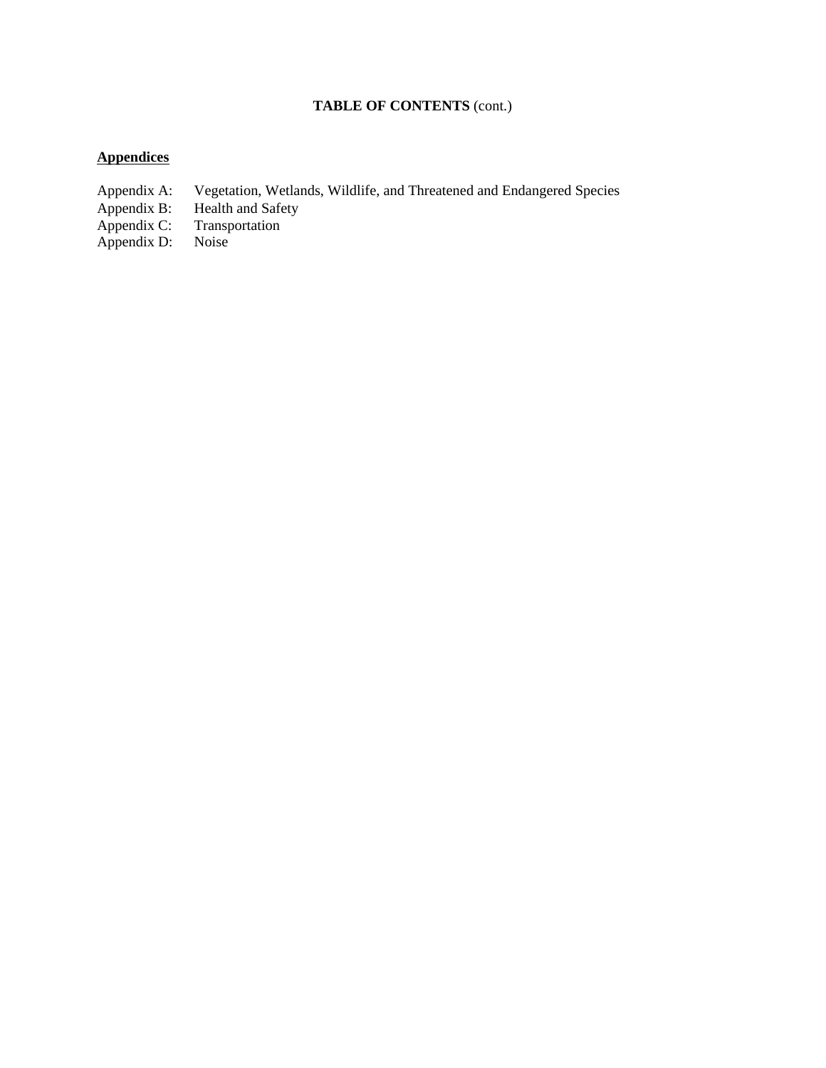**TABLE OF CONTENTS** (cont.)

**Appendices**

Appendix A: Vegetation, Wetlands, Wildlife, and Threatened and Endangered Species
Appendix B: Health and Safety
Appendix C: Transportation
Appendix D: Noise